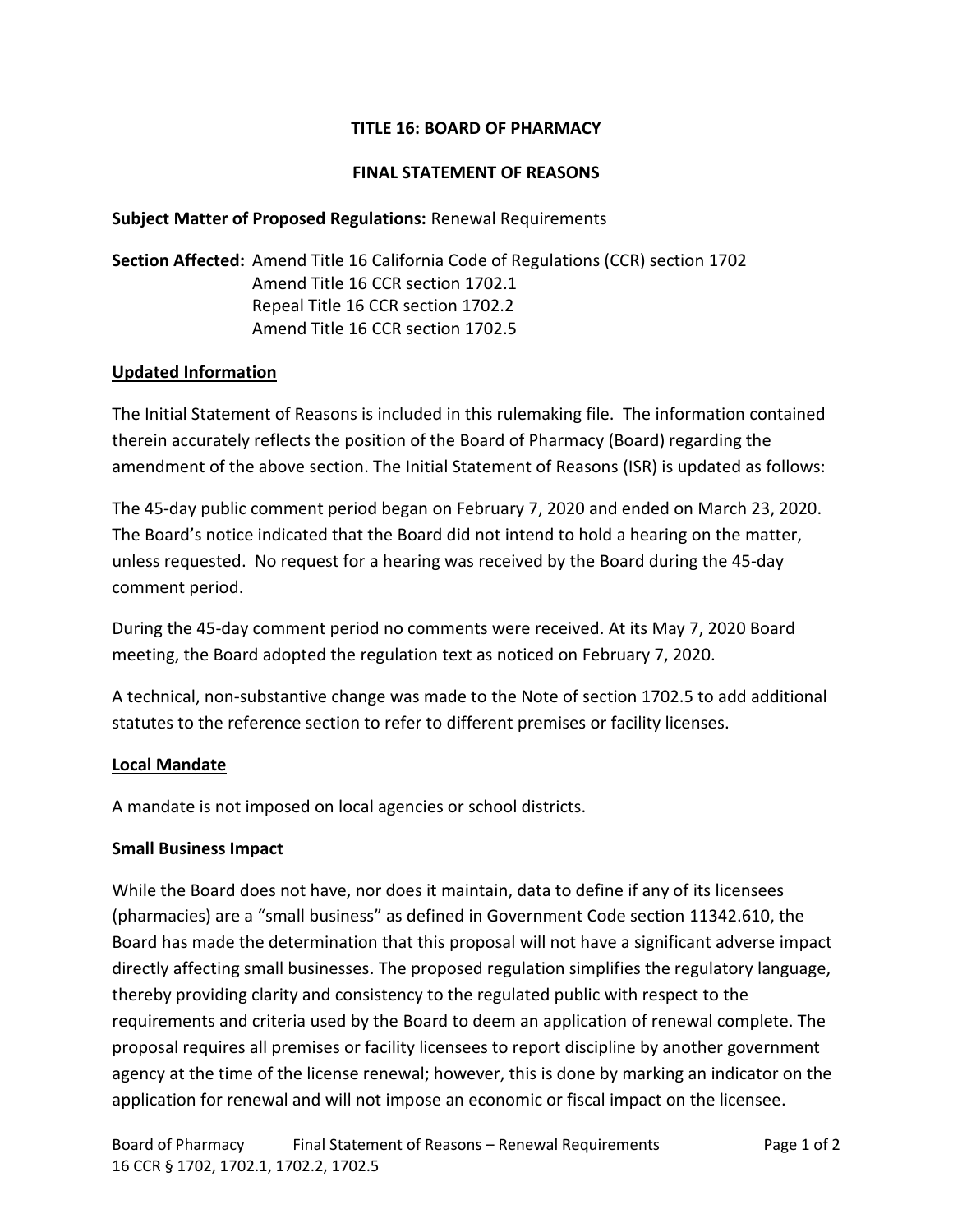**TITLE 16: BOARD OF PHARMACY**

**FINAL STATEMENT OF REASONS**

**Subject Matter of Proposed Regulations:** Renewal Requirements

**Section Affected:** Amend Title 16 California Code of Regulations (CCR) section 1702
Amend Title 16 CCR section 1702.1
Repeal Title 16 CCR section 1702.2
Amend Title 16 CCR section 1702.5

## Updated Information

The Initial Statement of Reasons is included in this rulemaking file. The information contained therein accurately reflects the position of the Board of Pharmacy (Board) regarding the amendment of the above section. The Initial Statement of Reasons (ISR) is updated as follows:

The 45-day public comment period began on February 7, 2020 and ended on March 23, 2020. The Board's notice indicated that the Board did not intend to hold a hearing on the matter, unless requested. No request for a hearing was received by the Board during the 45-day comment period.

During the 45-day comment period no comments were received. At its May 7, 2020 Board meeting, the Board adopted the regulation text as noticed on February 7, 2020.

A technical, non-substantive change was made to the Note of section 1702.5 to add additional statutes to the reference section to refer to different premises or facility licenses.

## Local Mandate

A mandate is not imposed on local agencies or school districts.

## Small Business Impact

While the Board does not have, nor does it maintain, data to define if any of its licensees (pharmacies) are a "small business" as defined in Government Code section 11342.610, the Board has made the determination that this proposal will not have a significant adverse impact directly affecting small businesses. The proposed regulation simplifies the regulatory language, thereby providing clarity and consistency to the regulated public with respect to the requirements and criteria used by the Board to deem an application of renewal complete. The proposal requires all premises or facility licensees to report discipline by another government agency at the time of the license renewal; however, this is done by marking an indicator on the application for renewal and will not impose an economic or fiscal impact on the licensee.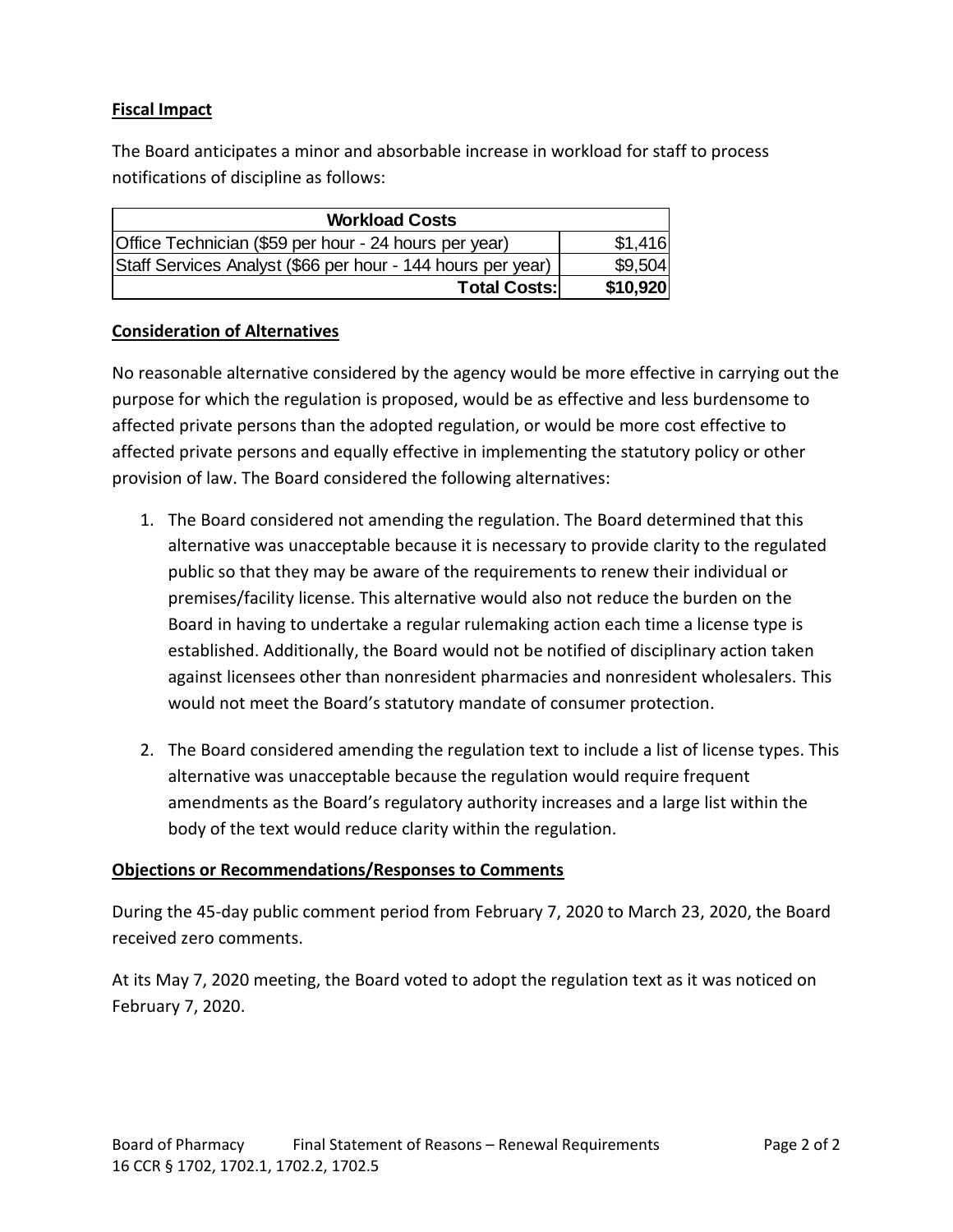**Fiscal Impact**

The Board anticipates a minor and absorbable increase in workload for staff to process notifications of discipline as follows:

| Workload Costs | |
|---|---|
| Office Technician ($59 per hour - 24 hours per year) | $1,416 |
| Staff Services Analyst ($66 per hour - 144 hours per year) | $9,504 |
| **Total Costs:** | **$10,920** |

**Consideration of Alternatives**

No reasonable alternative considered by the agency would be more effective in carrying out the purpose for which the regulation is proposed, would be as effective and less burdensome to affected private persons than the adopted regulation, or would be more cost effective to affected private persons and equally effective in implementing the statutory policy or other provision of law. The Board considered the following alternatives:

1. The Board considered not amending the regulation. The Board determined that this alternative was unacceptable because it is necessary to provide clarity to the regulated public so that they may be aware of the requirements to renew their individual or premises/facility license. This alternative would also not reduce the burden on the Board in having to undertake a regular rulemaking action each time a license type is established. Additionally, the Board would not be notified of disciplinary action taken against licensees other than nonresident pharmacies and nonresident wholesalers. This would not meet the Board's statutory mandate of consumer protection.

2. The Board considered amending the regulation text to include a list of license types. This alternative was unacceptable because the regulation would require frequent amendments as the Board's regulatory authority increases and a large list within the body of the text would reduce clarity within the regulation.

**Objections or Recommendations/Responses to Comments**

During the 45-day public comment period from February 7, 2020 to March 23, 2020, the Board received zero comments.

At its May 7, 2020 meeting, the Board voted to adopt the regulation text as it was noticed on February 7, 2020.